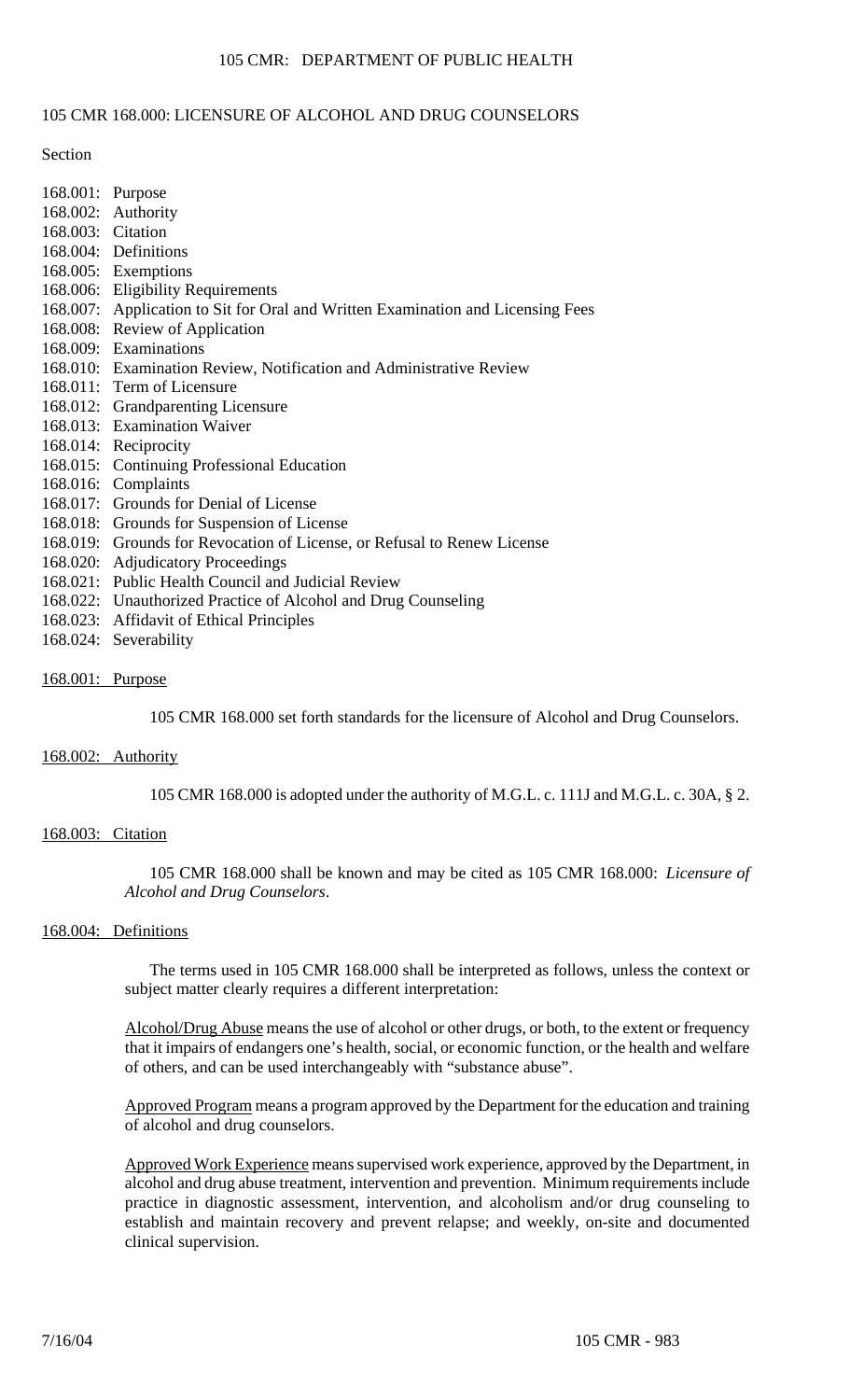# 105 CMR 168.000: LICENSURE OF ALCOHOL AND DRUG COUNSELORS

Section

168.001: Purpose
168.002: Authority
168.003: Citation
168.004: Definitions
168.005: Exemptions
168.006: Eligibility Requirements
168.007: Application to Sit for Oral and Written Examination and Licensing Fees
168.008: Review of Application
168.009: Examinations
168.010: Examination Review, Notification and Administrative Review
168.011: Term of Licensure
168.012: Grandparenting Licensure
168.013: Examination Waiver
168.014: Reciprocity
168.015: Continuing Professional Education
168.016: Complaints
168.017: Grounds for Denial of License
168.018: Grounds for Suspension of License
168.019: Grounds for Revocation of License, or Refusal to Renew License
168.020: Adjudicatory Proceedings
168.021: Public Health Council and Judicial Review
168.022: Unauthorized Practice of Alcohol and Drug Counseling
168.023: Affidavit of Ethical Principles
168.024: Severability

## 168.001: Purpose

105 CMR 168.000 set forth standards for the licensure of Alcohol and Drug Counselors.

## 168.002: Authority

105 CMR 168.000 is adopted under the authority of M.G.L. c. 111J and M.G.L. c. 30A, § 2.

## 168.003: Citation

105 CMR 168.000 shall be known and may be cited as 105 CMR 168.000: *Licensure of Alcohol and Drug Counselors*.

## 168.004: Definitions

The terms used in 105 CMR 168.000 shall be interpreted as follows, unless the context or subject matter clearly requires a different interpretation:

Alcohol/Drug Abuse means the use of alcohol or other drugs, or both, to the extent or frequency that it impairs of endangers one's health, social, or economic function, or the health and welfare of others, and can be used interchangeably with "substance abuse".

Approved Program means a program approved by the Department for the education and training of alcohol and drug counselors.

Approved Work Experience means supervised work experience, approved by the Department, in alcohol and drug abuse treatment, intervention and prevention. Minimum requirements include practice in diagnostic assessment, intervention, and alcoholism and/or drug counseling to establish and maintain recovery and prevent relapse; and weekly, on-site and documented clinical supervision.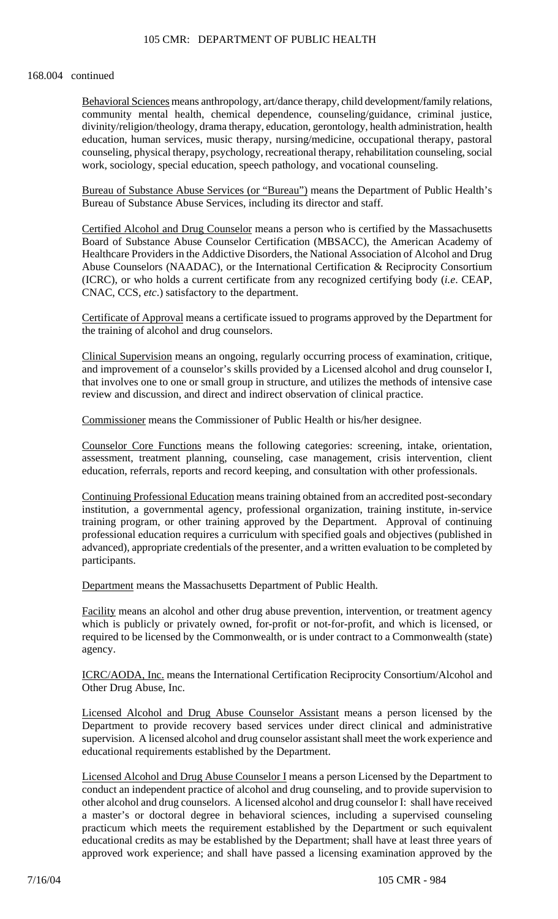168.004 continued

Behavioral Sciences means anthropology, art/dance therapy, child development/family relations, community mental health, chemical dependence, counseling/guidance, criminal justice, divinity/religion/theology, drama therapy, education, gerontology, health administration, health education, human services, music therapy, nursing/medicine, occupational therapy, pastoral counseling, physical therapy, psychology, recreational therapy, rehabilitation counseling, social work, sociology, special education, speech pathology, and vocational counseling.

Bureau of Substance Abuse Services (or "Bureau") means the Department of Public Health's Bureau of Substance Abuse Services, including its director and staff.

Certified Alcohol and Drug Counselor means a person who is certified by the Massachusetts Board of Substance Abuse Counselor Certification (MBSACC), the American Academy of Healthcare Providers in the Addictive Disorders, the National Association of Alcohol and Drug Abuse Counselors (NAADAC), or the International Certification & Reciprocity Consortium (ICRC), or who holds a current certificate from any recognized certifying body (*i.e*. CEAP, CNAC, CCS, *etc*.) satisfactory to the department.

Certificate of Approval means a certificate issued to programs approved by the Department for the training of alcohol and drug counselors.

Clinical Supervision means an ongoing, regularly occurring process of examination, critique, and improvement of a counselor's skills provided by a Licensed alcohol and drug counselor I, that involves one to one or small group in structure, and utilizes the methods of intensive case review and discussion, and direct and indirect observation of clinical practice.

Commissioner means the Commissioner of Public Health or his/her designee.

Counselor Core Functions means the following categories: screening, intake, orientation, assessment, treatment planning, counseling, case management, crisis intervention, client education, referrals, reports and record keeping, and consultation with other professionals.

Continuing Professional Education means training obtained from an accredited post-secondary institution, a governmental agency, professional organization, training institute, in-service training program, or other training approved by the Department. Approval of continuing professional education requires a curriculum with specified goals and objectives (published in advanced), appropriate credentials of the presenter, and a written evaluation to be completed by participants.

Department means the Massachusetts Department of Public Health.

Facility means an alcohol and other drug abuse prevention, intervention, or treatment agency which is publicly or privately owned, for-profit or not-for-profit, and which is licensed, or required to be licensed by the Commonwealth, or is under contract to a Commonwealth (state) agency.

ICRC/AODA, Inc. means the International Certification Reciprocity Consortium/Alcohol and Other Drug Abuse, Inc.

Licensed Alcohol and Drug Abuse Counselor Assistant means a person licensed by the Department to provide recovery based services under direct clinical and administrative supervision. A licensed alcohol and drug counselor assistant shall meet the work experience and educational requirements established by the Department.

Licensed Alcohol and Drug Abuse Counselor I means a person Licensed by the Department to conduct an independent practice of alcohol and drug counseling, and to provide supervision to other alcohol and drug counselors. A licensed alcohol and drug counselor I: shall have received a master's or doctoral degree in behavioral sciences, including a supervised counseling practicum which meets the requirement established by the Department or such equivalent educational credits as may be established by the Department; shall have at least three years of approved work experience; and shall have passed a licensing examination approved by the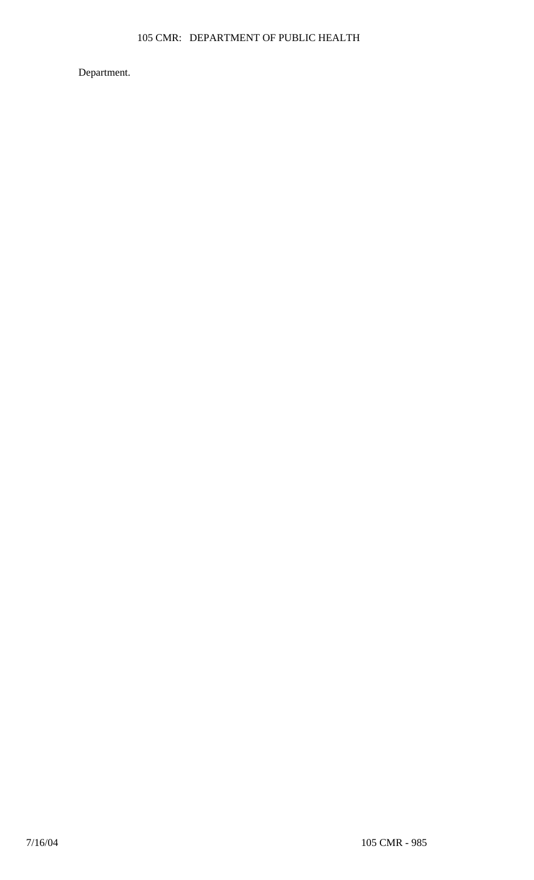Department.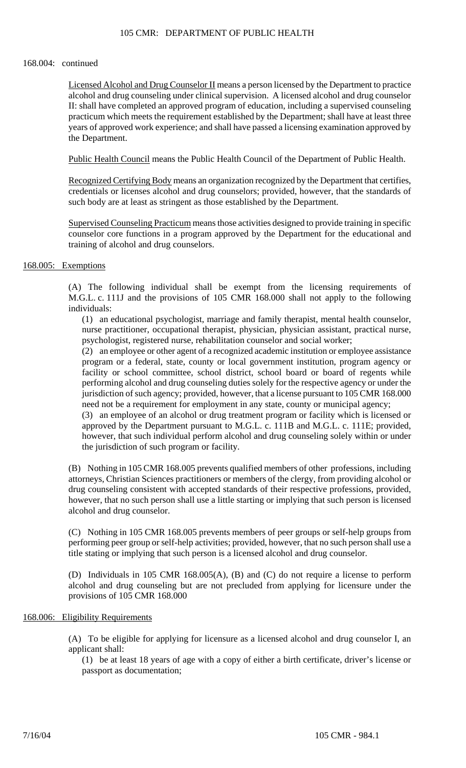168.004: continued

Licensed Alcohol and Drug Counselor II means a person licensed by the Department to practice alcohol and drug counseling under clinical supervision. A licensed alcohol and drug counselor II: shall have completed an approved program of education, including a supervised counseling practicum which meets the requirement established by the Department; shall have at least three years of approved work experience; and shall have passed a licensing examination approved by the Department.

Public Health Council means the Public Health Council of the Department of Public Health.

Recognized Certifying Body means an organization recognized by the Department that certifies, credentials or licenses alcohol and drug counselors; provided, however, that the standards of such body are at least as stringent as those established by the Department.

Supervised Counseling Practicum means those activities designed to provide training in specific counselor core functions in a program approved by the Department for the educational and training of alcohol and drug counselors.

## 168.005: Exemptions

(A) The following individual shall be exempt from the licensing requirements of M.G.L. c. 111J and the provisions of 105 CMR 168.000 shall not apply to the following individuals:

(1) an educational psychologist, marriage and family therapist, mental health counselor, nurse practitioner, occupational therapist, physician, physician assistant, practical nurse, psychologist, registered nurse, rehabilitation counselor and social worker;

(2) an employee or other agent of a recognized academic institution or employee assistance program or a federal, state, county or local government institution, program agency or facility or school committee, school district, school board or board of regents while performing alcohol and drug counseling duties solely for the respective agency or under the jurisdiction of such agency; provided, however, that a license pursuant to 105 CMR 168.000 need not be a requirement for employment in any state, county or municipal agency;

(3) an employee of an alcohol or drug treatment program or facility which is licensed or approved by the Department pursuant to M.G.L. c. 111B and M.G.L. c. 111E; provided, however, that such individual perform alcohol and drug counseling solely within or under the jurisdiction of such program or facility.

(B) Nothing in 105 CMR 168.005 prevents qualified members of other professions, including attorneys, Christian Sciences practitioners or members of the clergy, from providing alcohol or drug counseling consistent with accepted standards of their respective professions, provided, however, that no such person shall use a little starting or implying that such person is licensed alcohol and drug counselor.

(C) Nothing in 105 CMR 168.005 prevents members of peer groups or self-help groups from performing peer group or self-help activities; provided, however, that no such person shall use a title stating or implying that such person is a licensed alcohol and drug counselor.

(D) Individuals in 105 CMR 168.005(A), (B) and (C) do not require a license to perform alcohol and drug counseling but are not precluded from applying for licensure under the provisions of 105 CMR 168.000

## 168.006: Eligibility Requirements

(A) To be eligible for applying for licensure as a licensed alcohol and drug counselor I, an applicant shall:

(1) be at least 18 years of age with a copy of either a birth certificate, driver's license or passport as documentation;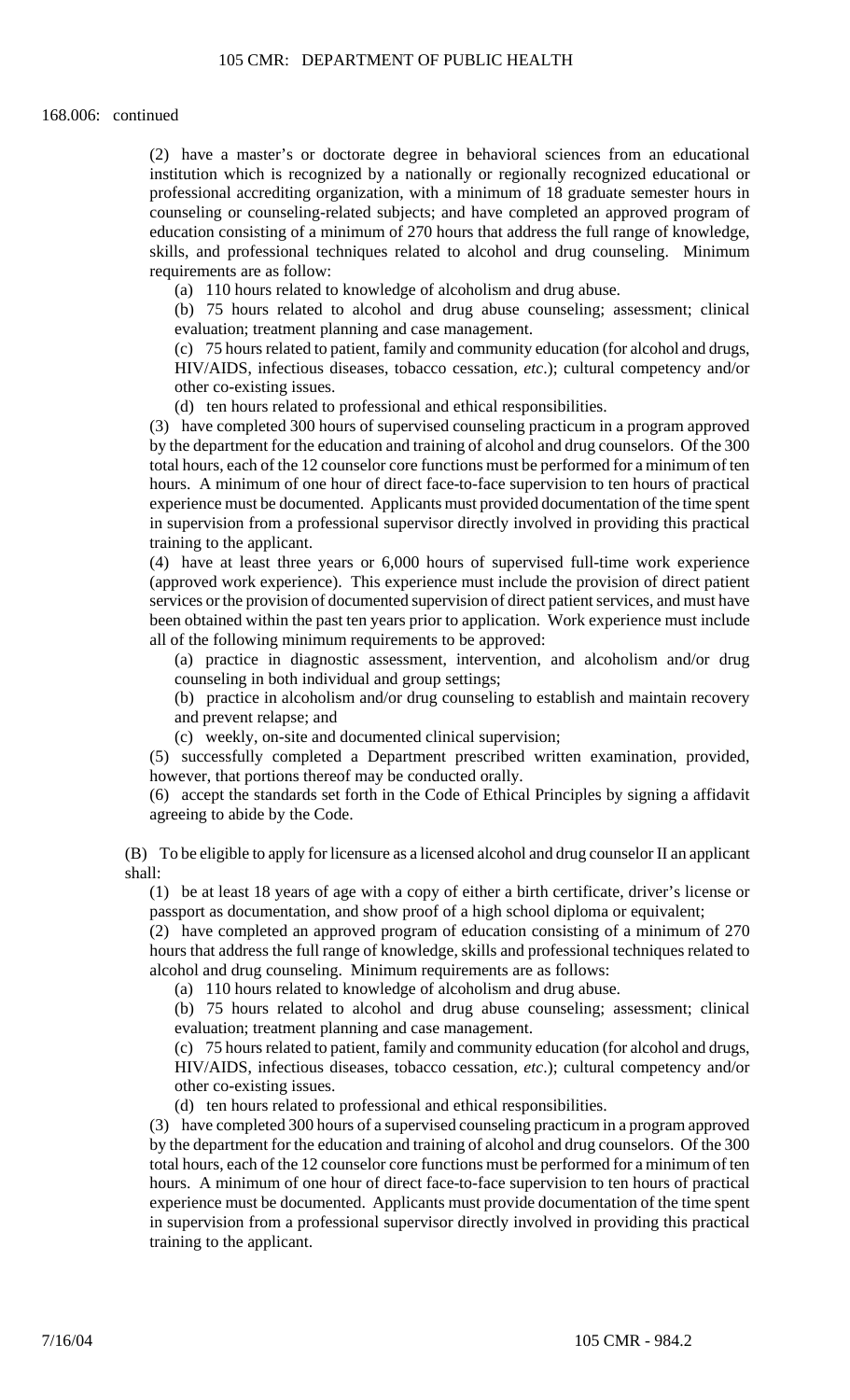168.006: continued

(2) have a master's or doctorate degree in behavioral sciences from an educational institution which is recognized by a nationally or regionally recognized educational or professional accrediting organization, with a minimum of 18 graduate semester hours in counseling or counseling-related subjects; and have completed an approved program of education consisting of a minimum of 270 hours that address the full range of knowledge, skills, and professional techniques related to alcohol and drug counseling. Minimum requirements are as follow:

(a) 110 hours related to knowledge of alcoholism and drug abuse.

(b) 75 hours related to alcohol and drug abuse counseling; assessment; clinical evaluation; treatment planning and case management.

(c) 75 hours related to patient, family and community education (for alcohol and drugs, HIV/AIDS, infectious diseases, tobacco cessation, *etc*.); cultural competency and/or other co-existing issues.

(d) ten hours related to professional and ethical responsibilities.

(3) have completed 300 hours of supervised counseling practicum in a program approved by the department for the education and training of alcohol and drug counselors. Of the 300 total hours, each of the 12 counselor core functions must be performed for a minimum of ten hours. A minimum of one hour of direct face-to-face supervision to ten hours of practical experience must be documented. Applicants must provided documentation of the time spent in supervision from a professional supervisor directly involved in providing this practical training to the applicant.

(4) have at least three years or 6,000 hours of supervised full-time work experience (approved work experience). This experience must include the provision of direct patient services or the provision of documented supervision of direct patient services, and must have been obtained within the past ten years prior to application. Work experience must include all of the following minimum requirements to be approved:

(a) practice in diagnostic assessment, intervention, and alcoholism and/or drug counseling in both individual and group settings;

(b) practice in alcoholism and/or drug counseling to establish and maintain recovery and prevent relapse; and

(c) weekly, on-site and documented clinical supervision;

(5) successfully completed a Department prescribed written examination, provided, however, that portions thereof may be conducted orally.

(6) accept the standards set forth in the Code of Ethical Principles by signing a affidavit agreeing to abide by the Code.

(B) To be eligible to apply for licensure as a licensed alcohol and drug counselor II an applicant shall:

(1) be at least 18 years of age with a copy of either a birth certificate, driver's license or passport as documentation, and show proof of a high school diploma or equivalent;

(2) have completed an approved program of education consisting of a minimum of 270 hours that address the full range of knowledge, skills and professional techniques related to alcohol and drug counseling. Minimum requirements are as follows:

(a) 110 hours related to knowledge of alcoholism and drug abuse.

(b) 75 hours related to alcohol and drug abuse counseling; assessment; clinical evaluation; treatment planning and case management.

(c) 75 hours related to patient, family and community education (for alcohol and drugs, HIV/AIDS, infectious diseases, tobacco cessation, *etc*.); cultural competency and/or other co-existing issues.

(d) ten hours related to professional and ethical responsibilities.

(3) have completed 300 hours of a supervised counseling practicum in a program approved by the department for the education and training of alcohol and drug counselors. Of the 300 total hours, each of the 12 counselor core functions must be performed for a minimum of ten hours. A minimum of one hour of direct face-to-face supervision to ten hours of practical experience must be documented. Applicants must provide documentation of the time spent in supervision from a professional supervisor directly involved in providing this practical training to the applicant.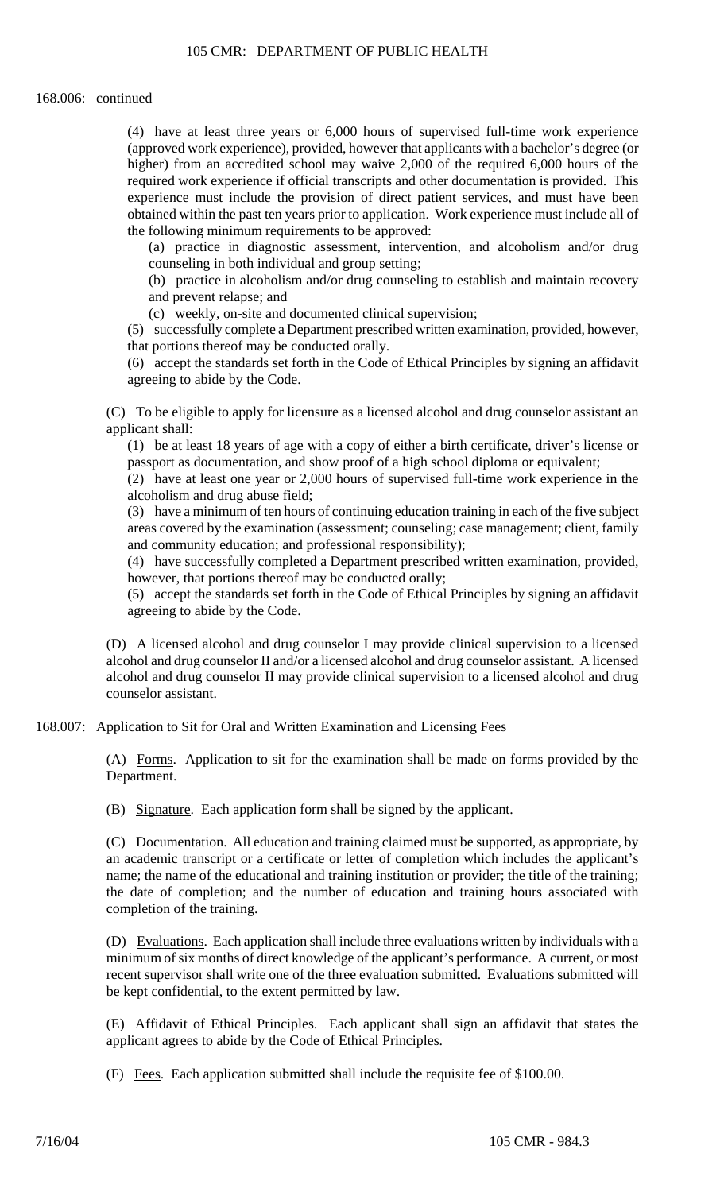168.006: continued

(4) have at least three years or 6,000 hours of supervised full-time work experience (approved work experience), provided, however that applicants with a bachelor's degree (or higher) from an accredited school may waive 2,000 of the required 6,000 hours of the required work experience if official transcripts and other documentation is provided. This experience must include the provision of direct patient services, and must have been obtained within the past ten years prior to application. Work experience must include all of the following minimum requirements to be approved:

(a) practice in diagnostic assessment, intervention, and alcoholism and/or drug counseling in both individual and group setting;

(b) practice in alcoholism and/or drug counseling to establish and maintain recovery and prevent relapse; and

(c) weekly, on-site and documented clinical supervision;

(5) successfully complete a Department prescribed written examination, provided, however, that portions thereof may be conducted orally.

(6) accept the standards set forth in the Code of Ethical Principles by signing an affidavit agreeing to abide by the Code.

(C) To be eligible to apply for licensure as a licensed alcohol and drug counselor assistant an applicant shall:

(1) be at least 18 years of age with a copy of either a birth certificate, driver's license or passport as documentation, and show proof of a high school diploma or equivalent;

(2) have at least one year or 2,000 hours of supervised full-time work experience in the alcoholism and drug abuse field;

(3) have a minimum of ten hours of continuing education training in each of the five subject areas covered by the examination (assessment; counseling; case management; client, family and community education; and professional responsibility);

(4) have successfully completed a Department prescribed written examination, provided, however, that portions thereof may be conducted orally;

(5) accept the standards set forth in the Code of Ethical Principles by signing an affidavit agreeing to abide by the Code.

(D) A licensed alcohol and drug counselor I may provide clinical supervision to a licensed alcohol and drug counselor II and/or a licensed alcohol and drug counselor assistant. A licensed alcohol and drug counselor II may provide clinical supervision to a licensed alcohol and drug counselor assistant.

## 168.007: Application to Sit for Oral and Written Examination and Licensing Fees

(A) Forms. Application to sit for the examination shall be made on forms provided by the Department.

(B) Signature. Each application form shall be signed by the applicant.

(C) Documentation. All education and training claimed must be supported, as appropriate, by an academic transcript or a certificate or letter of completion which includes the applicant's name; the name of the educational and training institution or provider; the title of the training; the date of completion; and the number of education and training hours associated with completion of the training.

(D) Evaluations. Each application shall include three evaluations written by individuals with a minimum of six months of direct knowledge of the applicant's performance. A current, or most recent supervisor shall write one of the three evaluation submitted. Evaluations submitted will be kept confidential, to the extent permitted by law.

(E) Affidavit of Ethical Principles. Each applicant shall sign an affidavit that states the applicant agrees to abide by the Code of Ethical Principles.

(F) Fees. Each application submitted shall include the requisite fee of $100.00.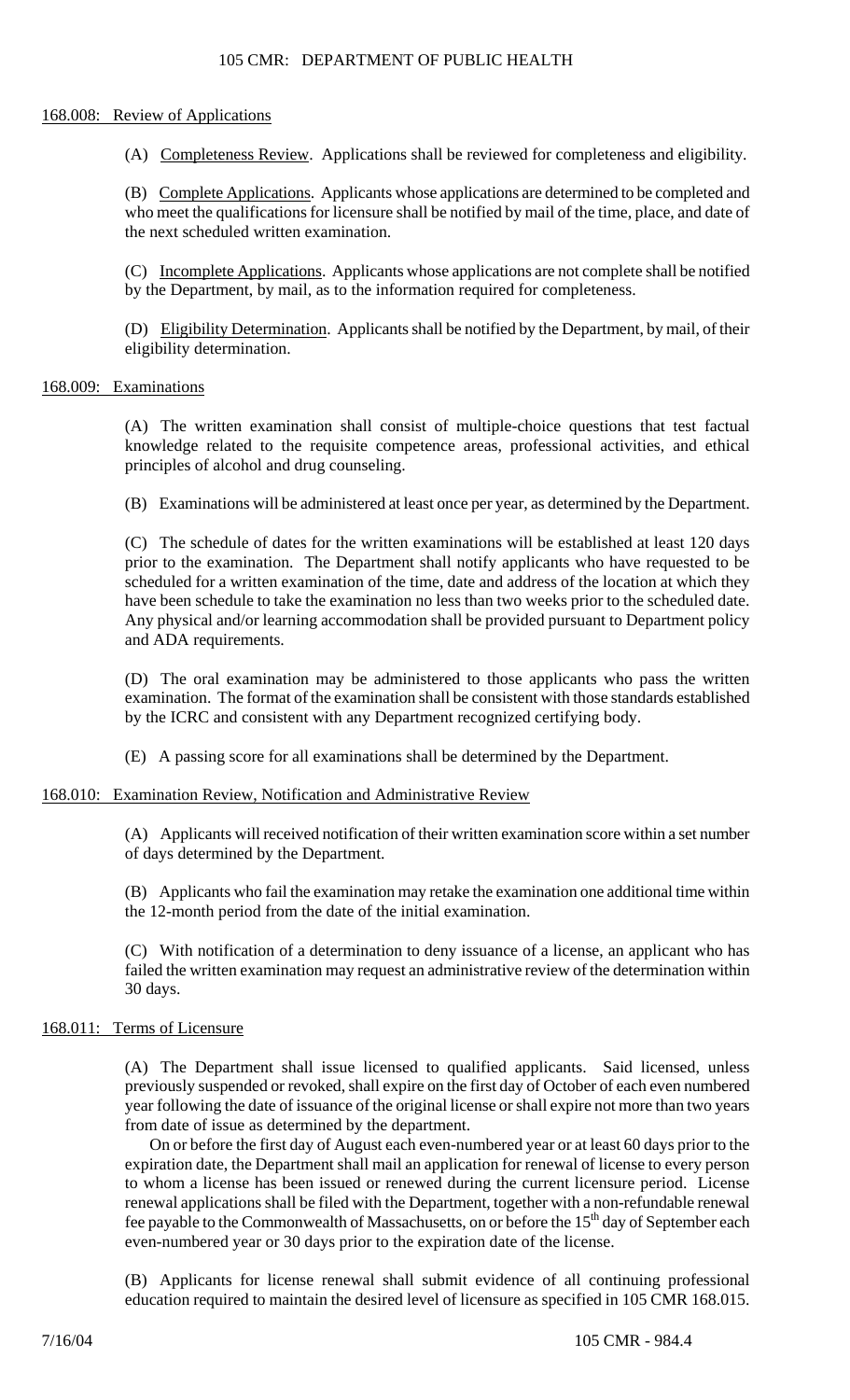## 168.008: Review of Applications

(A) Completeness Review. Applications shall be reviewed for completeness and eligibility.

(B) Complete Applications. Applicants whose applications are determined to be completed and who meet the qualifications for licensure shall be notified by mail of the time, place, and date of the next scheduled written examination.

(C) Incomplete Applications. Applicants whose applications are not complete shall be notified by the Department, by mail, as to the information required for completeness.

(D) Eligibility Determination. Applicants shall be notified by the Department, by mail, of their eligibility determination.

## 168.009: Examinations

(A) The written examination shall consist of multiple-choice questions that test factual knowledge related to the requisite competence areas, professional activities, and ethical principles of alcohol and drug counseling.

(B) Examinations will be administered at least once per year, as determined by the Department.

(C) The schedule of dates for the written examinations will be established at least 120 days prior to the examination. The Department shall notify applicants who have requested to be scheduled for a written examination of the time, date and address of the location at which they have been schedule to take the examination no less than two weeks prior to the scheduled date. Any physical and/or learning accommodation shall be provided pursuant to Department policy and ADA requirements.

(D) The oral examination may be administered to those applicants who pass the written examination. The format of the examination shall be consistent with those standards established by the ICRC and consistent with any Department recognized certifying body.

(E) A passing score for all examinations shall be determined by the Department.

## 168.010: Examination Review, Notification and Administrative Review

(A) Applicants will received notification of their written examination score within a set number of days determined by the Department.

(B) Applicants who fail the examination may retake the examination one additional time within the 12-month period from the date of the initial examination.

(C) With notification of a determination to deny issuance of a license, an applicant who has failed the written examination may request an administrative review of the determination within 30 days.

## 168.011: Terms of Licensure

(A) The Department shall issue licensed to qualified applicants. Said licensed, unless previously suspended or revoked, shall expire on the first day of October of each even numbered year following the date of issuance of the original license or shall expire not more than two years from date of issue as determined by the department.

On or before the first day of August each even-numbered year or at least 60 days prior to the expiration date, the Department shall mail an application for renewal of license to every person to whom a license has been issued or renewed during the current licensure period. License renewal applications shall be filed with the Department, together with a non-refundable renewal fee payable to the Commonwealth of Massachusetts, on or before the 15th day of September each even-numbered year or 30 days prior to the expiration date of the license.

(B) Applicants for license renewal shall submit evidence of all continuing professional education required to maintain the desired level of licensure as specified in 105 CMR 168.015.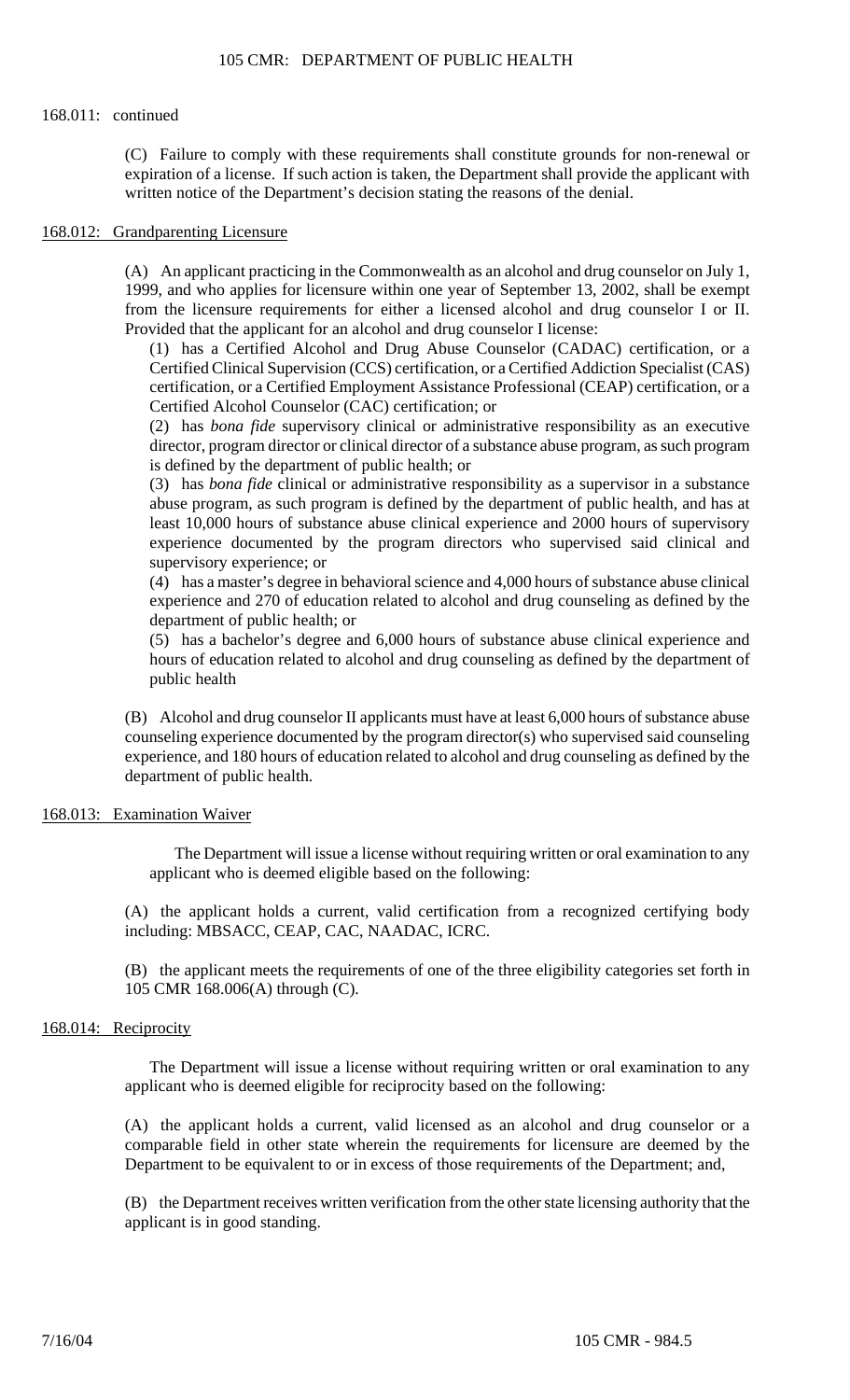168.011: continued

(C) Failure to comply with these requirements shall constitute grounds for non-renewal or expiration of a license. If such action is taken, the Department shall provide the applicant with written notice of the Department's decision stating the reasons of the denial.

## 168.012: Grandparenting Licensure

(A) An applicant practicing in the Commonwealth as an alcohol and drug counselor on July 1, 1999, and who applies for licensure within one year of September 13, 2002, shall be exempt from the licensure requirements for either a licensed alcohol and drug counselor I or II. Provided that the applicant for an alcohol and drug counselor I license:

(1) has a Certified Alcohol and Drug Abuse Counselor (CADAC) certification, or a Certified Clinical Supervision (CCS) certification, or a Certified Addiction Specialist (CAS) certification, or a Certified Employment Assistance Professional (CEAP) certification, or a Certified Alcohol Counselor (CAC) certification; or

(2) has *bona fide* supervisory clinical or administrative responsibility as an executive director, program director or clinical director of a substance abuse program, as such program is defined by the department of public health; or

(3) has *bona fide* clinical or administrative responsibility as a supervisor in a substance abuse program, as such program is defined by the department of public health, and has at least 10,000 hours of substance abuse clinical experience and 2000 hours of supervisory experience documented by the program directors who supervised said clinical and supervisory experience; or

(4) has a master's degree in behavioral science and 4,000 hours of substance abuse clinical experience and 270 of education related to alcohol and drug counseling as defined by the department of public health; or

(5) has a bachelor's degree and 6,000 hours of substance abuse clinical experience and hours of education related to alcohol and drug counseling as defined by the department of public health

(B) Alcohol and drug counselor II applicants must have at least 6,000 hours of substance abuse counseling experience documented by the program director(s) who supervised said counseling experience, and 180 hours of education related to alcohol and drug counseling as defined by the department of public health.

## 168.013: Examination Waiver

The Department will issue a license without requiring written or oral examination to any applicant who is deemed eligible based on the following:

(A) the applicant holds a current, valid certification from a recognized certifying body including: MBSACC, CEAP, CAC, NAADAC, ICRC.

(B) the applicant meets the requirements of one of the three eligibility categories set forth in 105 CMR 168.006(A) through (C).

## 168.014: Reciprocity

The Department will issue a license without requiring written or oral examination to any applicant who is deemed eligible for reciprocity based on the following:

(A) the applicant holds a current, valid licensed as an alcohol and drug counselor or a comparable field in other state wherein the requirements for licensure are deemed by the Department to be equivalent to or in excess of those requirements of the Department; and,

(B) the Department receives written verification from the other state licensing authority that the applicant is in good standing.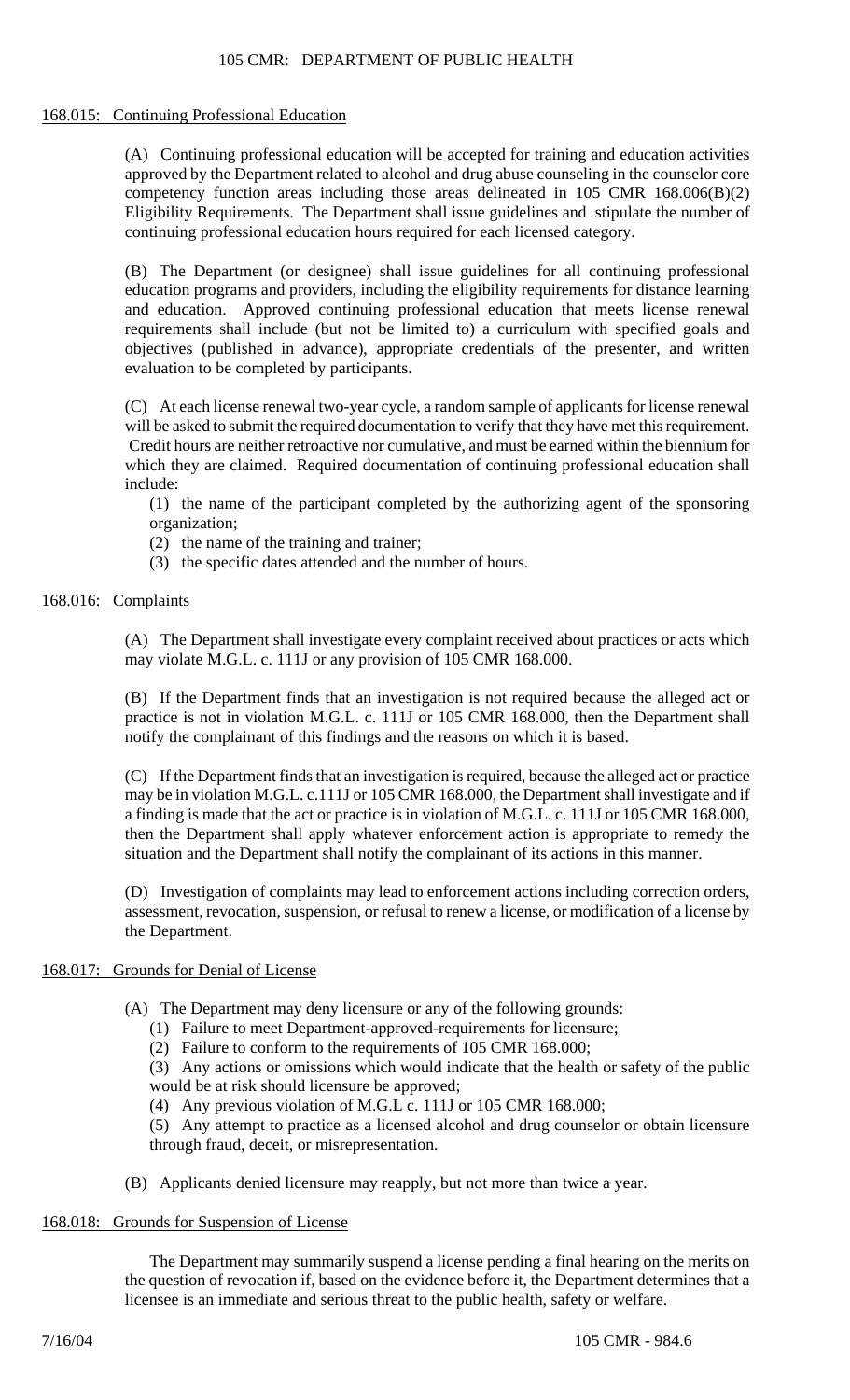## 168.015: Continuing Professional Education

(A) Continuing professional education will be accepted for training and education activities approved by the Department related to alcohol and drug abuse counseling in the counselor core competency function areas including those areas delineated in 105 CMR 168.006(B)(2) Eligibility Requirements. The Department shall issue guidelines and stipulate the number of continuing professional education hours required for each licensed category.

(B) The Department (or designee) shall issue guidelines for all continuing professional education programs and providers, including the eligibility requirements for distance learning and education. Approved continuing professional education that meets license renewal requirements shall include (but not be limited to) a curriculum with specified goals and objectives (published in advance), appropriate credentials of the presenter, and written evaluation to be completed by participants.

(C) At each license renewal two-year cycle, a random sample of applicants for license renewal will be asked to submit the required documentation to verify that they have met this requirement. Credit hours are neither retroactive nor cumulative, and must be earned within the biennium for which they are claimed. Required documentation of continuing professional education shall include:

(1) the name of the participant completed by the authorizing agent of the sponsoring organization;

(2) the name of the training and trainer;

(3) the specific dates attended and the number of hours.

## 168.016: Complaints

(A) The Department shall investigate every complaint received about practices or acts which may violate M.G.L. c. 111J or any provision of 105 CMR 168.000.

(B) If the Department finds that an investigation is not required because the alleged act or practice is not in violation M.G.L. c. 111J or 105 CMR 168.000, then the Department shall notify the complainant of this findings and the reasons on which it is based.

(C) If the Department finds that an investigation is required, because the alleged act or practice may be in violation M.G.L. c.111J or 105 CMR 168.000, the Department shall investigate and if a finding is made that the act or practice is in violation of M.G.L. c. 111J or 105 CMR 168.000, then the Department shall apply whatever enforcement action is appropriate to remedy the situation and the Department shall notify the complainant of its actions in this manner.

(D) Investigation of complaints may lead to enforcement actions including correction orders, assessment, revocation, suspension, or refusal to renew a license, or modification of a license by the Department.

## 168.017: Grounds for Denial of License

(A) The Department may deny licensure or any of the following grounds:

(1) Failure to meet Department-approved-requirements for licensure;

(2) Failure to conform to the requirements of 105 CMR 168.000;

(3) Any actions or omissions which would indicate that the health or safety of the public would be at risk should licensure be approved;

(4) Any previous violation of M.G.L c. 111J or 105 CMR 168.000;

(5) Any attempt to practice as a licensed alcohol and drug counselor or obtain licensure through fraud, deceit, or misrepresentation.

(B) Applicants denied licensure may reapply, but not more than twice a year.

## 168.018: Grounds for Suspension of License

The Department may summarily suspend a license pending a final hearing on the merits on the question of revocation if, based on the evidence before it, the Department determines that a licensee is an immediate and serious threat to the public health, safety or welfare.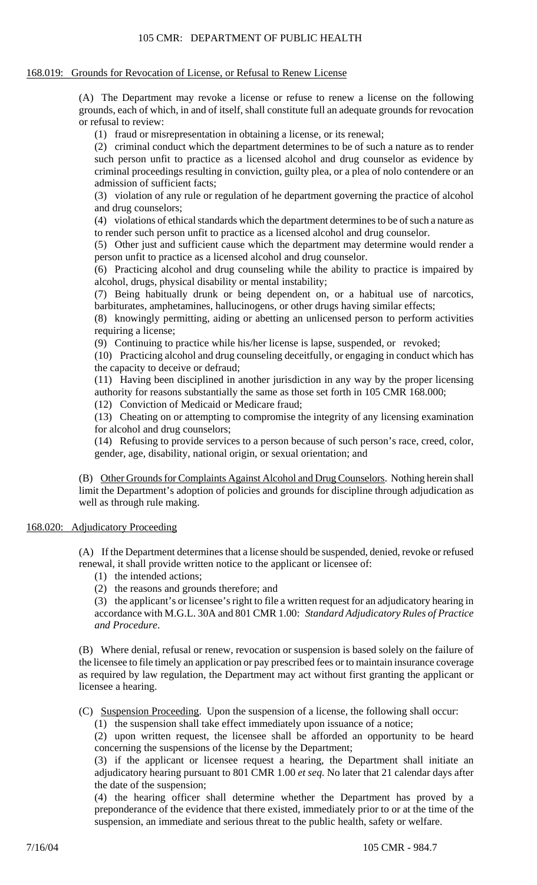#### 168.019: Grounds for Revocation of License, or Refusal to Renew License

(A) The Department may revoke a license or refuse to renew a license on the following grounds, each of which, in and of itself, shall constitute full an adequate grounds for revocation or refusal to review:

(1) fraud or misrepresentation in obtaining a license, or its renewal;

(2) criminal conduct which the department determines to be of such a nature as to render such person unfit to practice as a licensed alcohol and drug counselor as evidence by criminal proceedings resulting in conviction, guilty plea, or a plea of nolo contendere or an admission of sufficient facts;

(3) violation of any rule or regulation of he department governing the practice of alcohol and drug counselors;

(4) violations of ethical standards which the department determines to be of such a nature as to render such person unfit to practice as a licensed alcohol and drug counselor.

(5) Other just and sufficient cause which the department may determine would render a person unfit to practice as a licensed alcohol and drug counselor.

(6) Practicing alcohol and drug counseling while the ability to practice is impaired by alcohol, drugs, physical disability or mental instability;

(7) Being habitually drunk or being dependent on, or a habitual use of narcotics, barbiturates, amphetamines, hallucinogens, or other drugs having similar effects;

(8) knowingly permitting, aiding or abetting an unlicensed person to perform activities requiring a license;

(9) Continuing to practice while his/her license is lapse, suspended, or revoked;

(10) Practicing alcohol and drug counseling deceitfully, or engaging in conduct which has the capacity to deceive or defraud;

(11) Having been disciplined in another jurisdiction in any way by the proper licensing authority for reasons substantially the same as those set forth in 105 CMR 168.000;

(12) Conviction of Medicaid or Medicare fraud;

(13) Cheating on or attempting to compromise the integrity of any licensing examination for alcohol and drug counselors;

(14) Refusing to provide services to a person because of such person's race, creed, color, gender, age, disability, national origin, or sexual orientation; and

(B) Other Grounds for Complaints Against Alcohol and Drug Counselors. Nothing herein shall limit the Department's adoption of policies and grounds for discipline through adjudication as well as through rule making.

#### 168.020: Adjudicatory Proceeding

(A) If the Department determines that a license should be suspended, denied, revoke or refused renewal, it shall provide written notice to the applicant or licensee of:

(1) the intended actions;

(2) the reasons and grounds therefore; and

(3) the applicant's or licensee's right to file a written request for an adjudicatory hearing in accordance with M.G.L. 30A and 801 CMR 1.00: *Standard Adjudicatory Rules of Practice and Procedure*.

(B) Where denial, refusal or renew, revocation or suspension is based solely on the failure of the licensee to file timely an application or pay prescribed fees or to maintain insurance coverage as required by law regulation, the Department may act without first granting the applicant or licensee a hearing.

(C) Suspension Proceeding. Upon the suspension of a license, the following shall occur:

(1) the suspension shall take effect immediately upon issuance of a notice;

(2) upon written request, the licensee shall be afforded an opportunity to be heard concerning the suspensions of the license by the Department;

(3) if the applicant or licensee request a hearing, the Department shall initiate an adjudicatory hearing pursuant to 801 CMR 1.00 *et seq.* No later that 21 calendar days after the date of the suspension;

(4) the hearing officer shall determine whether the Department has proved by a preponderance of the evidence that there existed, immediately prior to or at the time of the suspension, an immediate and serious threat to the public health, safety or welfare.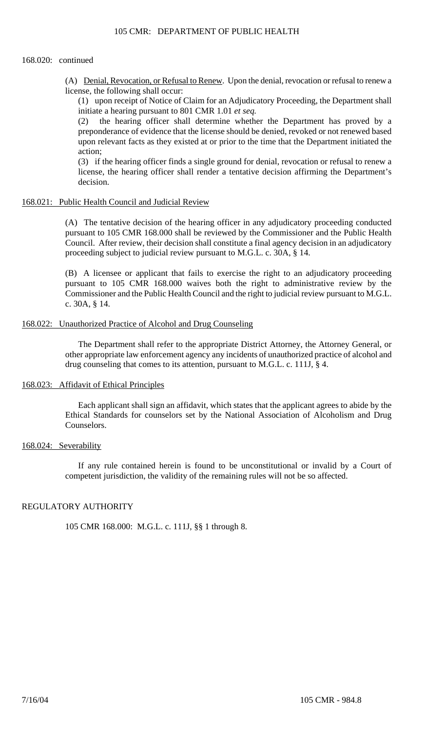168.020: continued

(A) Denial, Revocation, or Refusal to Renew. Upon the denial, revocation or refusal to renew a license, the following shall occur:

(1) upon receipt of Notice of Claim for an Adjudicatory Proceeding, the Department shall initiate a hearing pursuant to 801 CMR 1.01 *et seq.*

(2) the hearing officer shall determine whether the Department has proved by a preponderance of evidence that the license should be denied, revoked or not renewed based upon relevant facts as they existed at or prior to the time that the Department initiated the action;

(3) if the hearing officer finds a single ground for denial, revocation or refusal to renew a license, the hearing officer shall render a tentative decision affirming the Department's decision.

## 168.021: Public Health Council and Judicial Review

(A) The tentative decision of the hearing officer in any adjudicatory proceeding conducted pursuant to 105 CMR 168.000 shall be reviewed by the Commissioner and the Public Health Council. After review, their decision shall constitute a final agency decision in an adjudicatory proceeding subject to judicial review pursuant to M.G.L. c. 30A, § 14.

(B) A licensee or applicant that fails to exercise the right to an adjudicatory proceeding pursuant to 105 CMR 168.000 waives both the right to administrative review by the Commissioner and the Public Health Council and the right to judicial review pursuant to M.G.L. c. 30A, § 14.

## 168.022: Unauthorized Practice of Alcohol and Drug Counseling

The Department shall refer to the appropriate District Attorney, the Attorney General, or other appropriate law enforcement agency any incidents of unauthorized practice of alcohol and drug counseling that comes to its attention, pursuant to M.G.L. c. 111J, § 4.

## 168.023: Affidavit of Ethical Principles

Each applicant shall sign an affidavit, which states that the applicant agrees to abide by the Ethical Standards for counselors set by the National Association of Alcoholism and Drug Counselors.

## 168.024: Severability

If any rule contained herein is found to be unconstitutional or invalid by a Court of competent jurisdiction, the validity of the remaining rules will not be so affected.

## REGULATORY AUTHORITY

105 CMR 168.000: M.G.L. c. 111J, §§ 1 through 8.